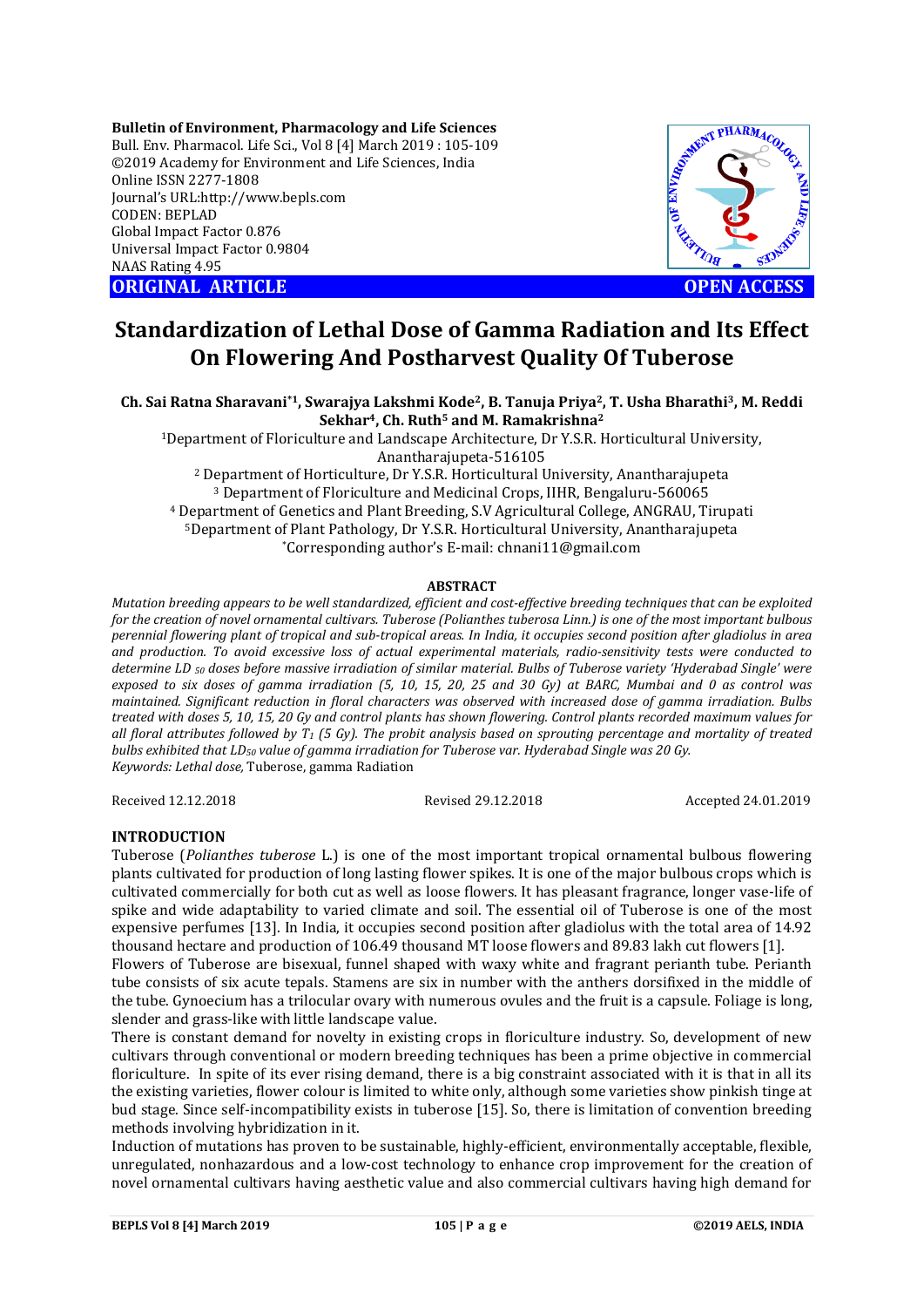**Bulletin of Environment, Pharmacology and Life Sciences**
Bull. Env. Pharmacol. Life Sci., Vol 8 [4] March 2019 : 105-109
©2019 Academy for Environment and Life Sciences, India
Online ISSN 2277-1808
Journal's URL:http://www.bepls.com
CODEN: BEPLAD
Global Impact Factor 0.876
Universal Impact Factor 0.9804
NAAS Rating 4.95

**ORIGINAL ARTICLE** **OPEN ACCESS**

# Standardization of Lethal Dose of Gamma Radiation and Its Effect On Flowering And Postharvest Quality Of Tuberose

**Ch. Sai Ratna Sharavani*[1], Swarajya Lakshmi Kode[2], B. Tanuja Priya[2], T. Usha Bharathi[3], M. Reddi Sekhar[4], Ch. Ruth[5] and M. Ramakrishna[2]**

[1]Department of Floriculture and Landscape Architecture, Dr Y.S.R. Horticultural University, Anantharajupeta-516105
[2] Department of Horticulture, Dr Y.S.R. Horticultural University, Anantharajupeta
[3] Department of Floriculture and Medicinal Crops, IIHR, Bengaluru-560065
[4] Department of Genetics and Plant Breeding, S.V Agricultural College, ANGRAU, Tirupati
[5]Department of Plant Pathology, Dr Y.S.R. Horticultural University, Anantharajupeta
*Corresponding author's E-mail: chnani11@gmail.com

## ABSTRACT

*Mutation breeding appears to be well standardized, efficient and cost-effective breeding techniques that can be exploited for the creation of novel ornamental cultivars. Tuberose (Polianthes tuberosa Linn.) is one of the most important bulbous perennial flowering plant of tropical and sub-tropical region. In India, it occupies second position after gladiolus in area and production. To avoid excessive loss of actual experimental materials, radio-sensitivity tests were conducted to determine LD $_{50}$ doses before massive irradiation of similar material. Bulbs of Tuberose variety 'Hyderabad Single' were exposed to six doses of gamma irradiation (5, 10, 15, 20, 25 and 30 Gy) at BARC, Mumbai and 0 as control was maintained. Significant reduction in floral characters was observed with increased dose of gamma irradiation. Bulbs treated with doses 5, 10, 15, 20 Gy and control plants has shown flowering. Control plants recorded maximum values for all floral attributes followed by $T_1$ (5 Gy). The probit analysis based on sprouting percentage and mortality of treated bulbs exhibited that $LD_{50}$ value of gamma irradiation for Tuberose var. Hyderabad Single was 20 Gy.*
*Keywords: Lethal dose,* Tuberose, gamma Radiation

Received 12.12.2018 Revised 29.12.2018 Accepted 24.01.2019

## INTRODUCTION

Tuberose (*Polianthes tuberose* L.) is one of the most important tropical ornamental bulbous flowering plants cultivated for production of long lasting flower spikes. It is one of the major bulbous crops which is cultivated commercially for both cut as well as loose flowers. It has pleasant fragrance, longer vase-life of spike and wide adaptability to varied climate and soil. The essential oil of Tuberose is one of the most expensive perfumes [13]. In India, it occupies second position after gladiolus with the total area of 14.92 thousand hectare and production of 106.49 thousand MT loose flowers and 89.83 lakh cut flowers [1].

Flowers of Tuberose are bisexual, funnel shaped with waxy white and fragrant perianth tube. Perianth tube consists of six acute tepals. Stamens are six in number with the anthers dorsifixed in the middle of the tube. Gynoecium has a trilocular ovary with numerous ovules and the fruit is a capsule. Foliage is long, slender and grass-like with little landscape value.

There is constant demand for novelty in existing crops in floriculture industry. So, development of new cultivars through conventional or modern breeding techniques has been a prime objective in commercial floriculture. In spite of its ever rising demand, there is a big constraint associated with it is that in all its the existing varieties, flower colour is limited to white only, although some varieties show pinkish tinge at bud stage. Since self-incompatibility exists in tuberose [15]. So, there is limitation of convention breeding methods involving hybridization in it.

Induction of mutations has proven to be sustainable, highly-efficient, environmentally acceptable, flexible, unregulated, nonhazardous and a low-cost technology to enhance crop improvement for the creation of novel ornamental cultivars having aesthetic value and also commercial cultivars having high demand for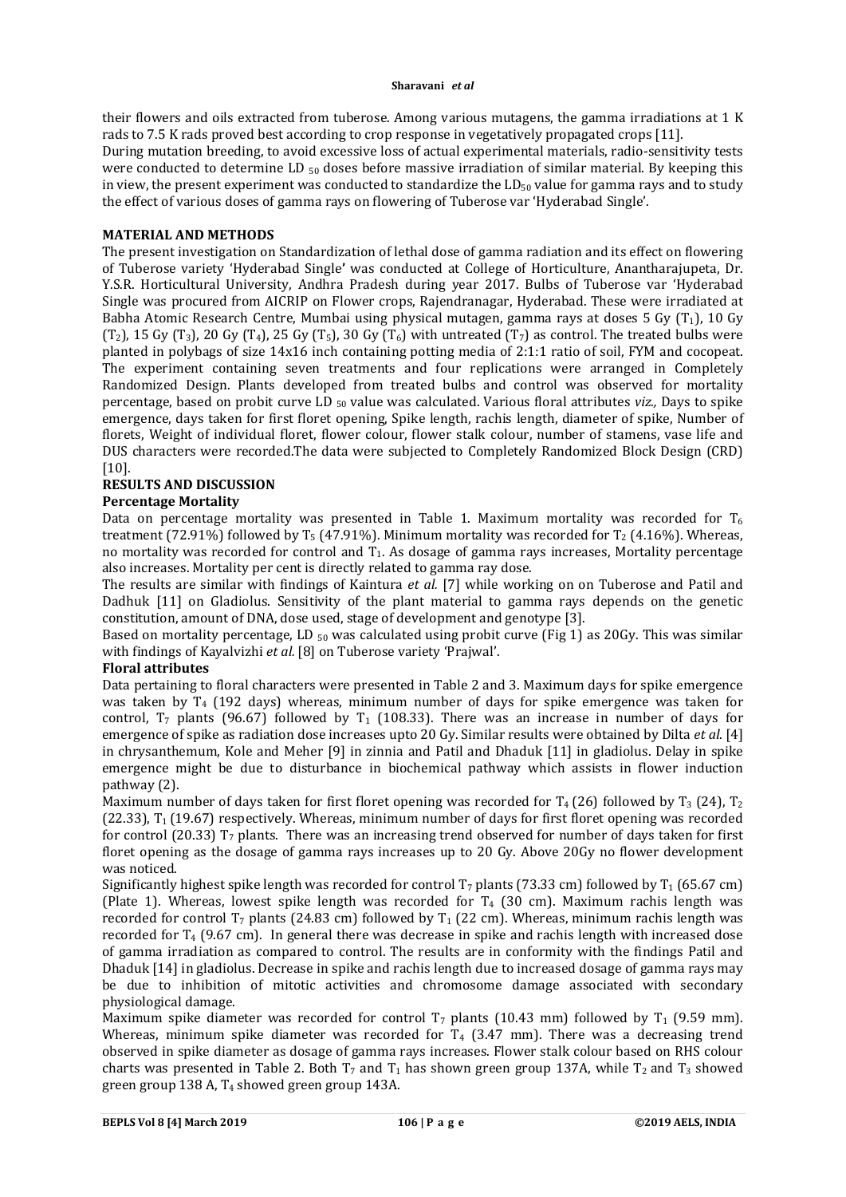their flowers and oils extracted from tuberose. Among various mutagens, the gamma irradiations at 1 K rads to 7.5 K rads proved best according to crop response in vegetatively propagated crops [11].

During mutation breeding, to avoid excessive loss of actual experimental materials, radio-sensitivity tests were conducted to determine LD $_{50}$ doses before massive irradiation of similar material. By keeping this in view, the present experiment was conducted to standardize the $LD_{50}$ value for gamma rays and to study the effect of various doses of gamma rays on flowering of Tuberose var 'Hyderabad Single'.

## MATERIAL AND METHODS

The present investigation on Standardization of lethal dose of gamma radiation and its effect on flowering of Tuberose variety 'Hyderabad Single' was conducted at College of Horticulture, Anantharajupeta, Dr. Y.S.R. Horticultural University, Andhra Pradesh during year 2017. Bulbs of Tuberose var 'Hyderabad Single was procured from AICRIP on Flower crops, Rajendranagar, Hyderabad. These were irradiated at Babha Atomic Research Centre, Mumbai using physical mutagen, gamma rays at doses 5 Gy ($T_1$), 10 Gy ($T_2$), 15 Gy ($T_3$), 20 Gy ($T_4$), 25 Gy ($T_5$), 30 Gy ($T_6$) with untreated ($T_7$) as control. The treated bulbs were planted in polybags of size 14x16 inch containing potting media of 2:1:1 ratio of soil, FYM and cocopeat. The experiment containing seven treatments and four replications were arranged in Completely Randomized Design. Plants developed from treated bulbs and control was observed for mortality percentage, based on probit curve LD $_{50}$ value was calculated. Various floral attributes *viz.,* Days to spike emergence, days taken for first floret opening, Spike length, rachis length, diameter of spike, Number of florets, Weight of individual floret, flower colour, flower stalk colour, number of stamens, vase life and DUS characters were recorded.The data were subjected to Completely Randomized Block Design (CRD) [10].

## RESULTS AND DISCUSSION

### Percentage Mortality

Data on percentage mortality was presented in Table 1. Maximum mortality was recorded for $T_6$ treatment (72.91%) followed by $T_5$ (47.91%). Minimum mortality was recorded for $T_2$ (4.16%). Whereas, no mortality was recorded for control and $T_1$. As dosage of gamma rays increases, Mortality percentage also increases. Mortality per cent is directly related to gamma ray dose.

The results are similar with findings of Kaintura *et al.* [7] while working on on Tuberose and Patil and Dadhuk [11] on Gladiolus. Sensitivity of the plant material to gamma rays depends on the genetic constitution, amount of DNA, dose used, stage of development and genotype [3].

Based on mortality percentage, LD $_{50}$ was calculated using probit curve (Fig 1) as 20Gy. This was similar with findings of Kayalvizhi *et al.* [8] on Tuberose variety 'Prajwal'.

### Floral attributes

Data pertaining to floral characters were presented in Table 2 and 3. Maximum days for spike emergence was taken by $T_4$ (192 days) whereas, minimum number of days for spike emergence was taken for control, $T_7$ plants (96.67) followed by $T_1$ (108.33). There was an increase in number of days for emergence of spike as radiation dose increases upto 20 Gy. Similar results were obtained by Dilta *et al.* [4] in chrysanthemum, Kole and Meher [9] in zinnia and Patil and Dhaduk [11] in gladiolus. Delay in spike emergence might be due to disturbance in biochemical pathway which assists in flower induction pathway (2).

Maximum number of days taken for first floret opening was recorded for $T_4$ (26) followed by $T_3$ (24), $T_2$ (22.33), $T_1$ (19.67) respectively. Whereas, minimum number of days for first floret opening was recorded for control (20.33) $T_7$ plants. There was an increasing trend observed for number of days taken for first floret opening as the dosage of gamma rays increases up to 20 Gy. Above 20Gy no flower development was noticed.

Significantly highest spike length was recorded for control $T_7$ plants (73.33 cm) followed by $T_1$ (65.67 cm) (Plate 1). Whereas, lowest spike length was recorded for $T_4$ (30 cm). Maximum rachis length was recorded for control $T_7$ plants (24.83 cm) followed by $T_1$ (22 cm). Whereas, minimum rachis length was recorded for $T_4$ (9.67 cm). In general there was decrease in spike and rachis length with increased dose of gamma irradiation as compared to control. The results are in conformity with the findings Patil and Dhaduk [14] in gladiolus. Decrease in spike and rachis length due to increased dosage of gamma rays may be due to inhibition of mitotic activities and chromosome damage associated with secondary physiological damage.

Maximum spike diameter was recorded for control $T_7$ plants (10.43 mm) followed by $T_1$ (9.59 mm). Whereas, minimum spike diameter was recorded for $T_4$ (3.47 mm). There was a decreasing trend observed in spike diameter as dosage of gamma rays increases. Flower stalk colour based on RHS colour charts was presented in Table 2. Both $T_7$ and $T_1$ has shown green group 137A, while $T_2$ and $T_3$ showed green group 138 A, $T_4$ showed green group 143A.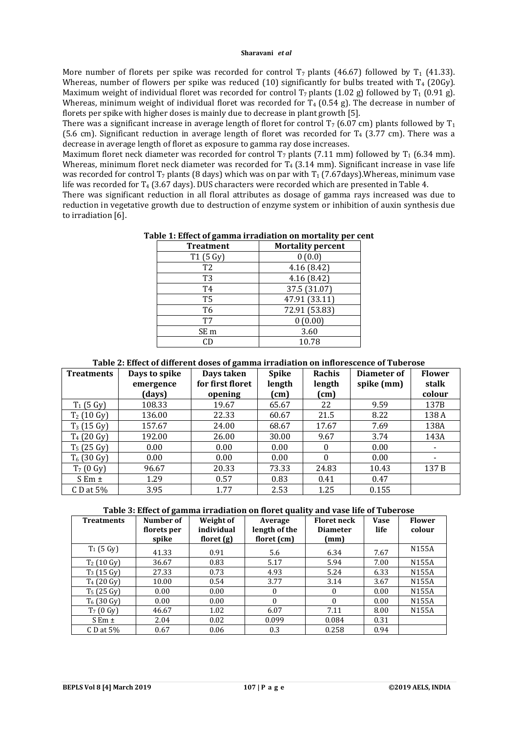More number of florets per spike was recorded for control $T_7$ plants (46.67) followed by $T_1$ (41.33). Whereas, number of flowers per spike was reduced (10) significantly for bulbs treated with $T_4$ (20Gy). Maximum weight of individual floret was recorded for control $T_7$ plants (1.02 g) followed by $T_1$ (0.91 g). Whereas, minimum weight of individual floret was recorded for $T_4$ (0.54 g). The decrease in number of florets per spike with higher doses is mainly due to decrease in plant growth [5].

There was a significant increase in average length of floret for control $T_7$ (6.07 cm) plants followed by $T_1$ (5.6 cm). Significant reduction in average length of floret was recorded for $T_4$ (3.77 cm). There was a decrease in average length of floret as exposure to gamma ray dose increases.

Maximum floret neck diameter was recorded for control $T_7$ plants (7.11 mm) followed by $T_1$ (6.34 mm). Whereas, minimum floret neck diameter was recorded for $T_4$ (3.14 mm). Significant increase in vase life was recorded for control $T_7$ plants (8 days) which was on par with $T_1$ (7.67days).Whereas, minimum vase life was recorded for $T_4$ (3.67 days). DUS characters were recorded which are presented in Table 4.

There was significant reduction in all floral attributes as dosage of gamma rays increased was due to reduction in vegetative growth due to destruction of enzyme system or inhibition of auxin synthesis due to irradiation [6].

**Table 1: Effect of gamma irradiation on mortality per cent**

| Treatment | Mortality percent |
|---|---|
| T1 (5 Gy) | 0 (0.0) |
| T2 | 4.16 (8.42) |
| T3 | 4.16 (8.42) |
| T4 | 37.5 (31.07) |
| T5 | 47.91 (33.11) |
| T6 | 72.91 (53.83) |
| T7 | 0 (0.00) |
| SE m | 3.60 |
| CD | 10.78 |

**Table 2: Effect of different doses of gamma irradiation on inflorescence of Tuberose**

| Treatments | Days to spike emergence (days) | Days taken for first floret opening | Spike length (cm) | Rachis length (cm) | Diameter of spike (mm) | Flower stalk colour |
|---|---|---|---|---|---|---|
| $T_1$ (5 Gy) | 108.33 | 19.67 | 65.67 | 22 | 9.59 | 137B |
| $T_2$ (10 Gy) | 136.00 | 22.33 | 60.67 | 21.5 | 8.22 | 138 A |
| $T_3$ (15 Gy) | 157.67 | 24.00 | 68.67 | 17.67 | 7.69 | 138A |
| $T_4$ (20 Gy) | 192.00 | 26.00 | 30.00 | 9.67 | 3.74 | 143A |
| $T_5$ (25 Gy) | 0.00 | 0.00 | 0.00 | 0 | 0.00 | - |
| $T_6$ (30 Gy) | 0.00 | 0.00 | 0.00 | 0 | 0.00 | - |
| $T_7$ (0 Gy) | 96.67 | 20.33 | 73.33 | 24.83 | 10.43 | 137 B |
| S Em ± | 1.29 | 0.57 | 0.83 | 0.41 | 0.47 | |
| C D at 5% | 3.95 | 1.77 | 2.53 | 1.25 | 0.155 | |

**Table 3: Effect of gamma irradiation on floret quality and vase life of Tuberose**

| Treatments | Number of florets per spike | Weight of individual floret (g) | Average length of the floret (cm) | Floret neck Diameter (mm) | Vase life | Flower colour |
|---|---|---|---|---|---|---|
| $T_1$ (5 Gy) | 41.33 | 0.91 | 5.6 | 6.34 | 7.67 | N155A |
| $T_2$ (10 Gy) | 36.67 | 0.83 | 5.17 | 5.94 | 7.00 | N155A |
| $T_3$ (15 Gy) | 27.33 | 0.73 | 4.93 | 5.24 | 6.33 | N155A |
| $T_4$ (20 Gy) | 10.00 | 0.54 | 3.77 | 3.14 | 3.67 | N155A |
| $T_5$ (25 Gy) | 0.00 | 0.00 | 0 | 0 | 0.00 | N155A |
| $T_6$ (30 Gy) | 0.00 | 0.00 | 0 | 0 | 0.00 | N155A |
| $T_7$ (0 Gy) | 46.67 | 1.02 | 6.07 | 7.11 | 8.00 | N155A |
| S Em ± | 2.04 | 0.02 | 0.099 | 0.084 | 0.31 | |
| C D at 5% | 0.67 | 0.06 | 0.3 | 0.258 | 0.94 | |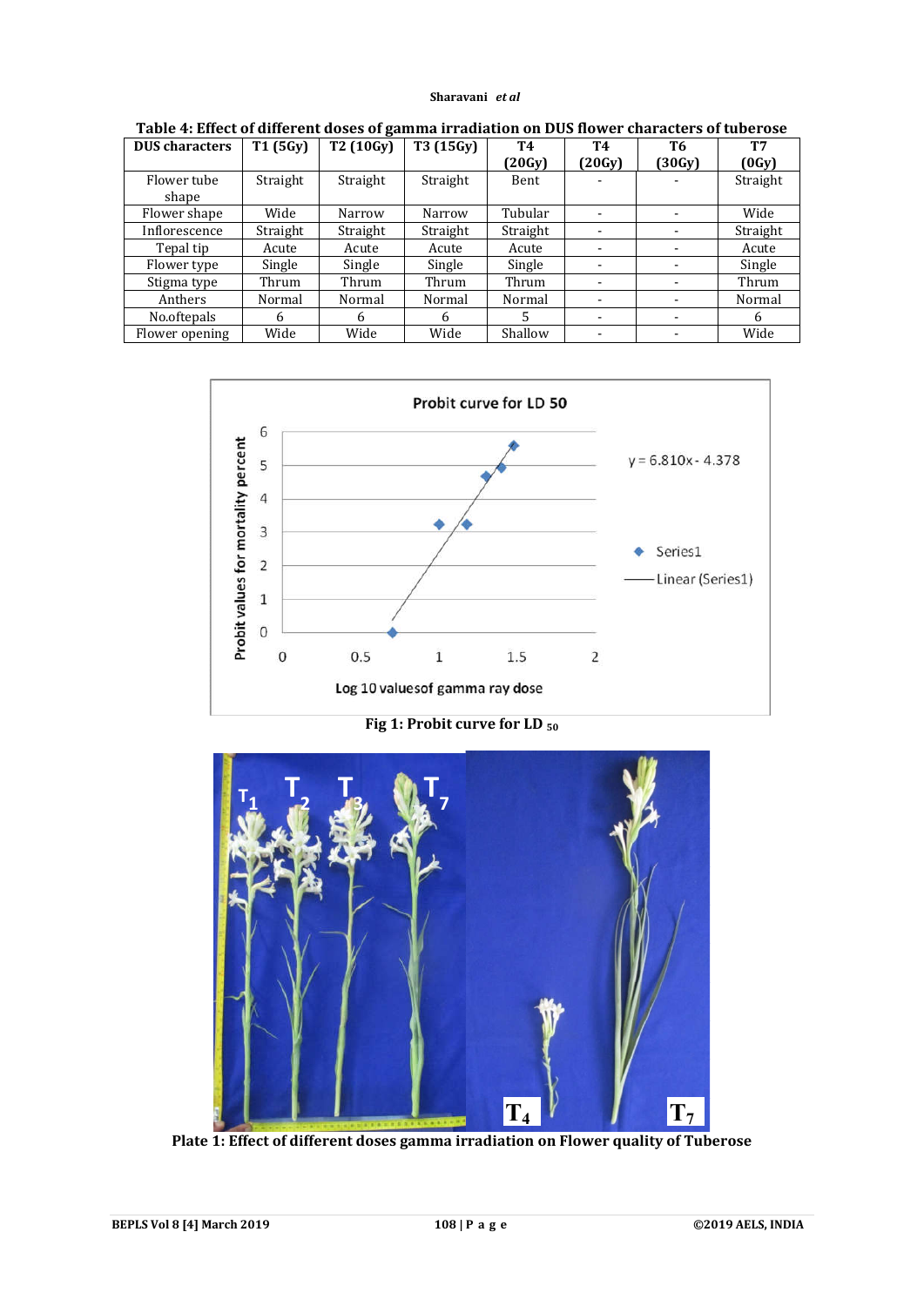**Table 4: Effect of different doses of gamma irradiation on DUS flower characters of tuberose**

| DUS characters | T1 (5Gy) | T2 (10Gy) | T3 (15Gy) | T4 (20Gy) | T4 (20Gy) | T6 (30Gy) | T7 (0Gy) |
|---|---|---|---|---|---|---|---|
| Flower tube shape | Straight | Straight | Straight | Bent | - | - | Straight |
| Flower shape | Wide | Narrow | Narrow | Tubular | - | - | Wide |
| Inflorescence | Straight | Straight | Straight | Straight | - | - | Straight |
| Tepal tip | Acute | Acute | Acute | Acute | - | - | Acute |
| Flower type | Single | Single | Single | Single | - | - | Single |
| Stigma type | Thrum | Thrum | Thrum | Thrum | - | - | Thrum |
| Anthers | Normal | Normal | Normal | Normal | - | - | Normal |
| No.oftepals | 6 | 6 | 6 | 5 | - | - | 6 |
| Flower opening | Wide | Wide | Wide | Shallow | - | - | Wide |

**Fig 1: Probit curve for LD $_{50}$**

**Plate 1: Effect of different doses gamma irradiation on Flower quality of Tuberose**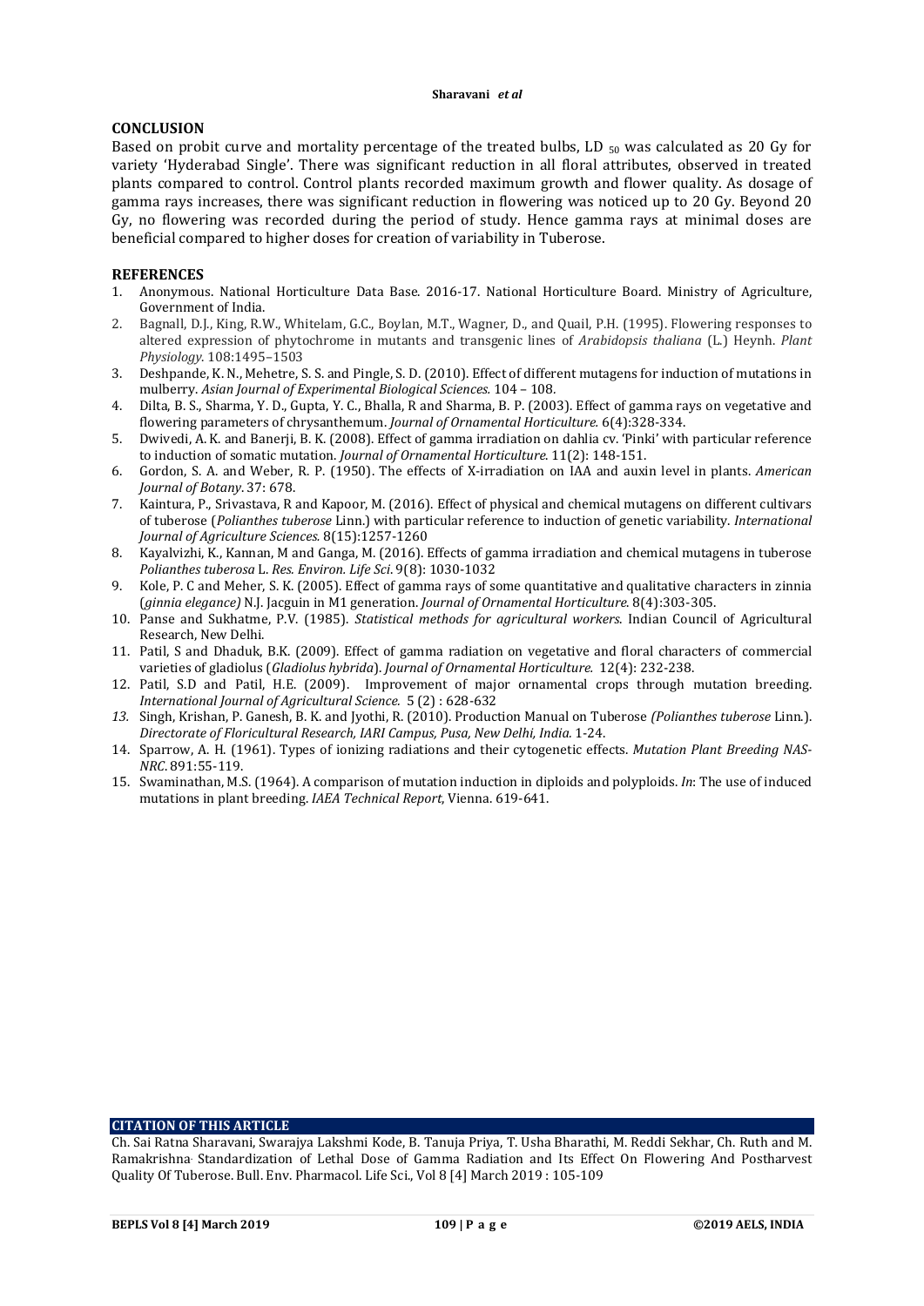## CONCLUSION

Based on probit curve and mortality percentage of the treated bulbs, LD $_{50}$ was calculated as 20 Gy for variety 'Hyderabad Single'. There was significant reduction in all floral attributes, observed in treated plants compared to control. Control plants recorded maximum growth and flower quality. As dosage of gamma rays increases, there was significant reduction in flowering was noticed up to 20 Gy. Beyond 20 Gy, no flowering was recorded during the period of study. Hence gamma rays at minimal doses are beneficial compared to higher doses for creation of variability in Tuberose.

## REFERENCES

1. Anonymous. National Horticulture Data Base. 2016-17. National Horticulture Board. Ministry of Agriculture, Government of India.
2. Bagnall, D.J., King, R.W., Whitelam, G.C., Boylan, M.T., Wagner, D., and Quail, P.H. (1995). Flowering responses to altered expression of phytochrome in mutants and transgenic lines of *Arabidopsis thaliana* (L.) Heynh. *Plant Physiology*. 108:1495–1503
3. Deshpande, K. N., Mehetre, S. S. and Pingle, S. D. (2010). Effect of different mutagens for induction of mutations in mulberry. *Asian Journal of Experimental Biological Sciences.* 104 – 108.
4. Dilta, B. S., Sharma, Y. D., Gupta, Y. C., Bhalla, R and Sharma, B. P. (2003). Effect of gamma rays on vegetative and flowering parameters of chrysanthemum. *Journal of Ornamental Horticulture.* 6(4):328-334.
5. Dwivedi, A. K. and Banerji, B. K. (2008). Effect of gamma irradiation on dahlia cv. 'Pinki' with particular reference to induction of somatic mutation. *Journal of Ornamental Horticulture.* 11(2): 148-151.
6. Gordon, S. A. and Weber, R. P. (1950). The effects of X-irradiation on IAA and auxin level in plants. *American Journal of Botany*. 37: 678.
7. Kaintura, P., Srivastava, R and Kapoor, M. (2016). Effect of physical and chemical mutagens on different cultivars of tuberose (*Polianthes tuberose* Linn.) with particular reference to induction of genetic variability. *International Journal of Agriculture Sciences.* 8(15):1257-1260
8. Kayalvizhi, K., Kannan, M and Ganga, M. (2016). Effects of gamma irradiation and chemical mutagens in tuberose *Polianthes tuberosa* L. *Res. Environ. Life Sci*. 9(8): 1030-1032
9. Kole, P. C and Meher, S. K. (2005). Effect of gamma rays of some quantitative and qualitative characters in zinnia (*ginnia elegance)* N.J. Jacguin in M1 generation. *Journal of Ornamental Horticulture*. 8(4):303-305.
10. Panse and Sukhatme, P.V. (1985). *Statistical methods for agricultural workers*. Indian Council of Agricultural Research, New Delhi.
11. Patil, S and Dhaduk, B.K. (2009). Effect of gamma radiation on vegetative and floral characters of commercial varieties of gladiolus (*Gladiolus hybrida*). *Journal of Ornamental Horticulture.* 12(4): 232-238.
12. Patil, S.D and Patil, H.E. (2009). Improvement of major ornamental crops through mutation breeding. *International Journal of Agricultural Science.* 5 (2) : 628-632
13. Singh, Krishan, P. Ganesh, B. K. and Jyothi, R. (2010). Production Manual on Tuberose *(Polianthes tuberose* Linn.). *Directorate of Floricultural Research, IARI Campus, Pusa, New Delhi, India.* 1-24.
14. Sparrow, A. H. (1961). Types of ionizing radiations and their cytogenetic effects. *Mutation Plant Breeding NAS-NRC*. 891:55-119.
15. Swaminathan, M.S. (1964). A comparison of mutation induction in diploids and polyploids. *In*: The use of induced mutations in plant breeding. *IAEA Technical Report*, Vienna. 619-641.

**CITATION OF THIS ARTICLE**

Ch. Sai Ratna Sharavani, Swarajya Lakshmi Kode, B. Tanuja Priya, T. Usha Bharathi, M. Reddi Sekhar, Ch. Ruth and M. Ramakrishna. Standardization of Lethal Dose of Gamma Radiation and Its Effect On Flowering And Postharvest Quality Of Tuberose. Bull. Env. Pharmacol. Life Sci., Vol 8 [4] March 2019 : 105-109